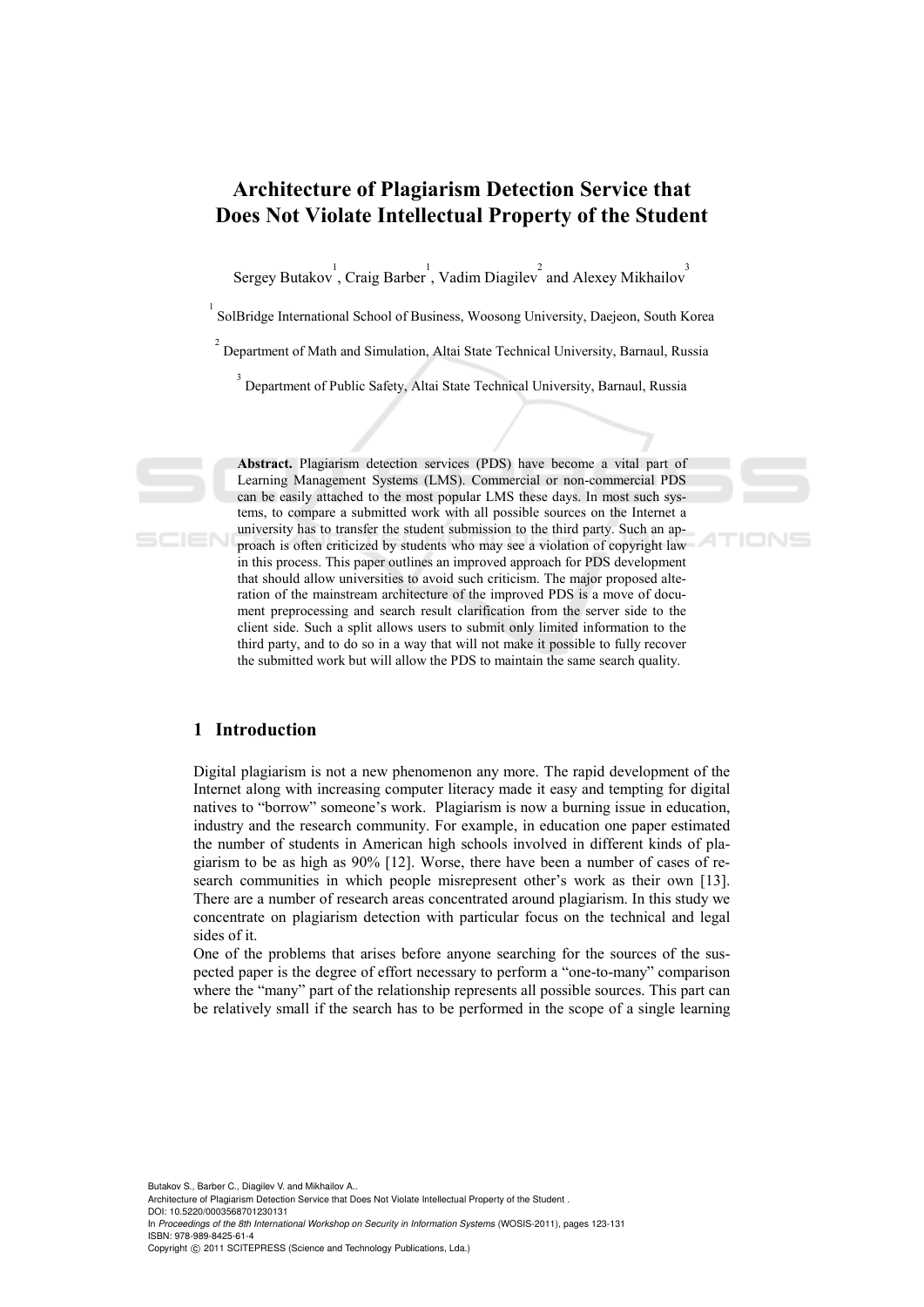# Architecture of Plagiarism Detection Service that Does Not Violate Intellectual Property of the Student

Sergey Butakov[1], Craig Barber[1], Vadim Diagilev[2] and Alexey Mikhailov[3]

[1] SolBridge International School of Business, Woosong University, Daejeon, South Korea

[2] Department of Math and Simulation, Altai State Technical University, Barnaul, Russia

[3] Department of Public Safety, Altai State Technical University, Barnaul, Russia

**Abstract.** Plagiarism detection services (PDS) have become a vital part of Learning Management Systems (LMS). Commercial or non-commercial PDS can be easily attached to the most popular LMS these days. In most such systems, to compare a submitted work with all possible sources on the Internet a university has to transfer the student submission to the third party. Such an approach is often criticized by students who may see a violation of copyright law in this process. This paper outlines an improved approach for PDS development that should allow universities to avoid such criticism. The major proposed alteration of the mainstream architecture of the improved PDS is a move of document preprocessing and search result clarification from the server side to the client side. Such a split allows users to submit only limited information to the third party, and to do so in a way that will not make it possible to fully recover the submitted work but will allow the PDS to maintain the same search quality.

## 1 Introduction

Digital plagiarism is not a new phenomenon any more. The rapid development of the Internet along with increasing computer literacy made it easy and tempting for digital natives to "borrow" someone's work. Plagiarism is now a burning issue in education, industry and the research community. For example, in education one paper estimated the number of students in American high schools involved in different kinds of plagiarism to be as high as 90% [12]. Worse, there have been a number of cases of research communities in which people misrepresent other's work as their own [13]. There are a number of research areas concentrated around plagiarism. In this study we concentrate on plagiarism detection with particular focus on the technical and legal sides of it.

One of the problems that arises before anyone searching for the sources of the suspected paper is the degree of effort necessary to perform a "one-to-many" comparison where the "many" part of the relationship represents all possible sources. This part can be relatively small if the search has to be performed in the scope of a single learning

Butakov S., Barber C., Diagilev V. and Mikhailov A..
Architecture of Plagiarism Detection Service that Does Not Violate Intellectual Property of the Student .
DOI: 10.5220/0003568701230131
In *Proceedings of the 8th International Workshop on Security in Information Systems* (WOSIS-2011), pages 123-131
ISBN: 978-989-8425-61-4
Copyright © 2011 SCITEPRESS (Science and Technology Publications, Lda.)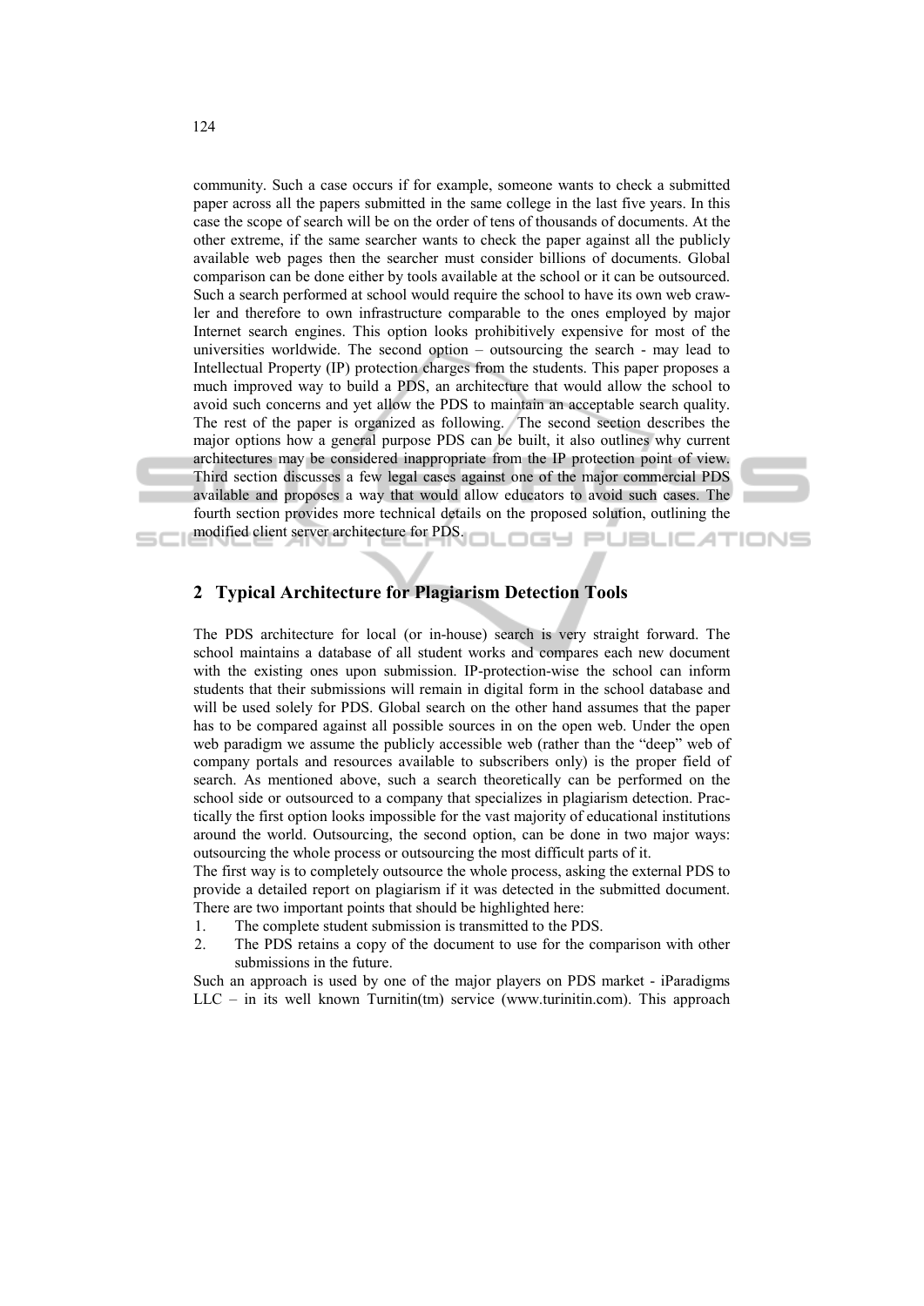community. Such a case occurs if for example, someone wants to check a submitted paper across all the papers submitted in the same college in the last five years. In this case the scope of search will be on the order of tens of thousands of documents. At the other extreme, if the same searcher wants to check the paper against all the publicly available web pages then the searcher must consider billions of documents. Global comparison can be done either by tools available at the school or it can be outsourced. Such a search performed at school would require the school to have its own web crawler and therefore to own infrastructure comparable to the ones employed by major Internet search engines. This option looks prohibitively expensive for most of the universities worldwide. The second option – outsourcing the search - may lead to Intellectual Property (IP) protection charges from the students. This paper proposes a much improved way to build a PDS, an architecture that would allow the school to avoid such concerns and yet allow the PDS to maintain an acceptable search quality. The rest of the paper is organized as following. The second section describes the major options how a general purpose PDS can be built, it also outlines why current architectures may be considered inappropriate from the IP protection point of view. Third section discusses a few legal cases against one of the major commercial PDS available and proposes a way that would allow educators to avoid such cases. The fourth section provides more technical details on the proposed solution, outlining the modified client server architecture for PDS.

## 2 Typical Architecture for Plagiarism Detection Tools

The PDS architecture for local (or in-house) search is very straight forward. The school maintains a database of all student works and compares each new document with the existing ones upon submission. IP-protection-wise the school can inform students that their submissions will remain in digital form in the school database and will be used solely for PDS. Global search on the other hand assumes that the paper has to be compared against all possible sources in on the open web. Under the open web paradigm we assume the publicly accessible web (rather than the "deep" web of company portals and resources available to subscribers only) is the proper field of search. As mentioned above, such a search theoretically can be performed on the school side or outsourced to a company that specializes in plagiarism detection. Practically the first option looks impossible for the vast majority of educational institutions around the world. Outsourcing, the second option, can be done in two major ways: outsourcing the whole process or outsourcing the most difficult parts of it.

The first way is to completely outsource the whole process, asking the external PDS to provide a detailed report on plagiarism if it was detected in the submitted document. There are two important points that should be highlighted here:

1. The complete student submission is transmitted to the PDS.
2. The PDS retains a copy of the document to use for the comparison with other submissions in the future.

Such an approach is used by one of the major players on PDS market - iParadigms LLC – in its well known Turnitin(tm) service (www.turinitin.com). This approach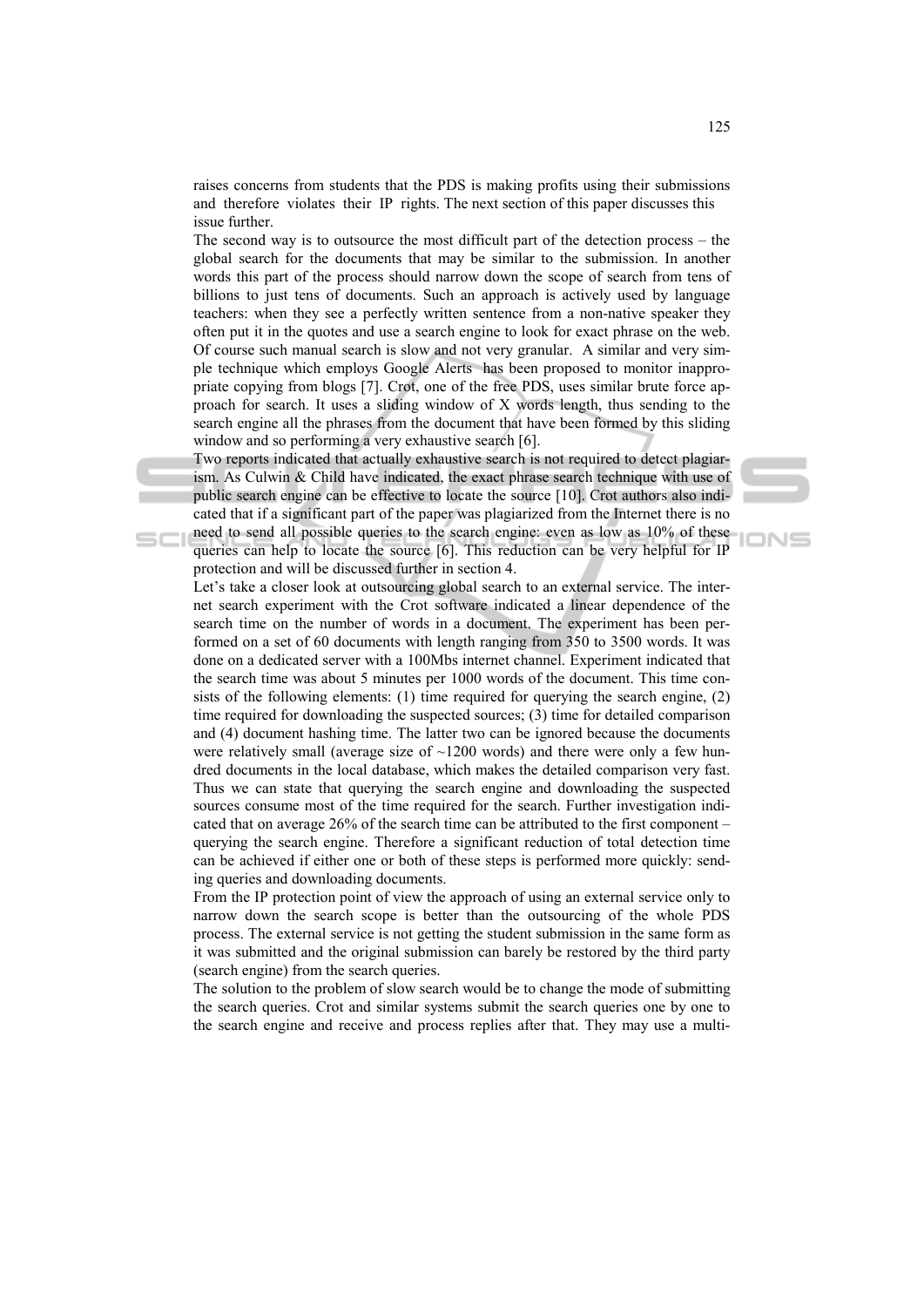raises concerns from students that the PDS is making profits using their submissions and therefore violates their IP rights. The next section of this paper discusses this issue further.

The second way is to outsource the most difficult part of the detection process – the global search for the documents that may be similar to the submission. In another words this part of the process should narrow down the scope of search from tens of billions to just tens of documents. Such an approach is actively used by language teachers: when they see a perfectly written sentence from a non-native speaker they often put it in the quotes and use a search engine to look for exact phrase on the web. Of course such manual search is slow and not very granular. A similar and very simple technique which employs Google Alerts has been proposed to monitor inappropriate copying from blogs [7]. Crot, one of the free PDS, uses similar brute force approach for search. It uses a sliding window of X words length, thus sending to the search engine all the phrases from the document that have been formed by this sliding window and so performing a very exhaustive search [6].

Two reports indicated that actually exhaustive search is not required to detect plagiarism. As Culwin & Child have indicated, the exact phrase search technique with use of public search engine can be effective to locate the source [10]. Crot authors also indicated that if a significant part of the paper was plagiarized from the Internet there is no need to send all possible queries to the search engine: even as low as 10% of these queries can help to locate the source [6]. This reduction can be very helpful for IP protection and will be discussed further in section 4.

Let's take a closer look at outsourcing global search to an external service. The internet search experiment with the Crot software indicated a linear dependence of the search time on the number of words in a document. The experiment has been performed on a set of 60 documents with length ranging from 350 to 3500 words. It was done on a dedicated server with a 100Mbs internet channel. Experiment indicated that the search time was about 5 minutes per 1000 words of the document. This time consists of the following elements: (1) time required for querying the search engine, (2) time required for downloading the suspected sources; (3) time for detailed comparison and (4) document hashing time. The latter two can be ignored because the documents were relatively small (average size of ~1200 words) and there were only a few hundred documents in the local database, which makes the detailed comparison very fast. Thus we can state that querying the search engine and downloading the suspected sources consume most of the time required for the search. Further investigation indicated that on average 26% of the search time can be attributed to the first component – querying the search engine. Therefore a significant reduction of total detection time can be achieved if either one or both of these steps is performed more quickly: sending queries and downloading documents.

From the IP protection point of view the approach of using an external service only to narrow down the search scope is better than the outsourcing of the whole PDS process. The external service is not getting the student submission in the same form as it was submitted and the original submission can barely be restored by the third party (search engine) from the search queries.

The solution to the problem of slow search would be to change the mode of submitting the search queries. Crot and similar systems submit the search queries one by one to the search engine and receive and process replies after that. They may use a multi-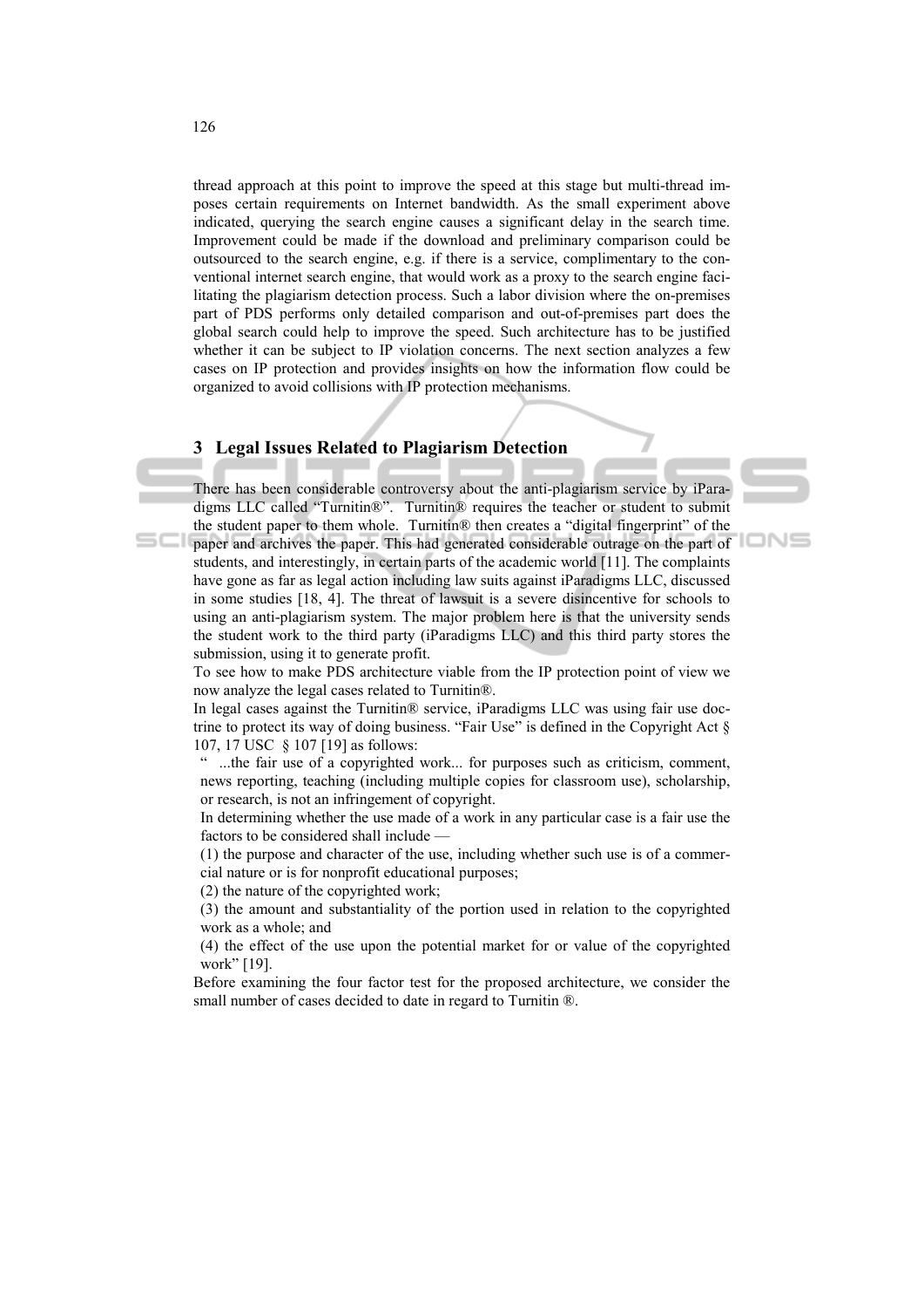thread approach at this point to improve the speed at this stage but multi-thread imposes certain requirements on Internet bandwidth. As the small experiment above indicated, querying the search engine causes a significant delay in the search time. Improvement could be made if the download and preliminary comparison could be outsourced to the search engine, e.g. if there is a service, complimentary to the conventional internet search engine, that would work as a proxy to the search engine facilitating the plagiarism detection process. Such a labor division where the on-premises part of PDS performs only detailed comparison and out-of-premises part does the global search could help to improve the speed. Such architecture has to be justified whether it can be subject to IP violation concerns. The next section analyzes a few cases on IP protection and provides insights on how the information flow could be organized to avoid collisions with IP protection mechanisms.

## 3 Legal Issues Related to Plagiarism Detection

There has been considerable controversy about the anti-plagiarism service by iParadigms LLC called "Turnitin®". Turnitin® requires the teacher or student to submit the student paper to them whole. Turnitin® then creates a "digital fingerprint" of the paper and archives the paper. This had generated considerable outrage on the part of students, and interestingly, in certain parts of the academic world [11]. The complaints have gone as far as legal action including law suits against iParadigms LLC, discussed in some studies [18, 4]. The threat of lawsuit is a severe disincentive for schools to using an anti-plagiarism system. The major problem here is that the university sends the student work to the third party (iParadigms LLC) and this third party stores the submission, using it to generate profit.

To see how to make PDS architecture viable from the IP protection point of view we now analyze the legal cases related to Turnitin®.

In legal cases against the Turnitin® service, iParadigms LLC was using fair use doctrine to protect its way of doing business. "Fair Use" is defined in the Copyright Act § 107, 17 USC § 107 [19] as follows:

> " ...the fair use of a copyrighted work... for purposes such as criticism, comment, news reporting, teaching (including multiple copies for classroom use), scholarship, or research, is not an infringement of copyright.
>
> In determining whether the use made of a work in any particular case is a fair use the factors to be considered shall include —
>
> (1) the purpose and character of the use, including whether such use is of a commercial nature or is for nonprofit educational purposes;
>
> (2) the nature of the copyrighted work;
>
> (3) the amount and substantiality of the portion used in relation to the copyrighted work as a whole; and
>
> (4) the effect of the use upon the potential market for or value of the copyrighted work" [19].

Before examining the four factor test for the proposed architecture, we consider the small number of cases decided to date in regard to Turnitin ®.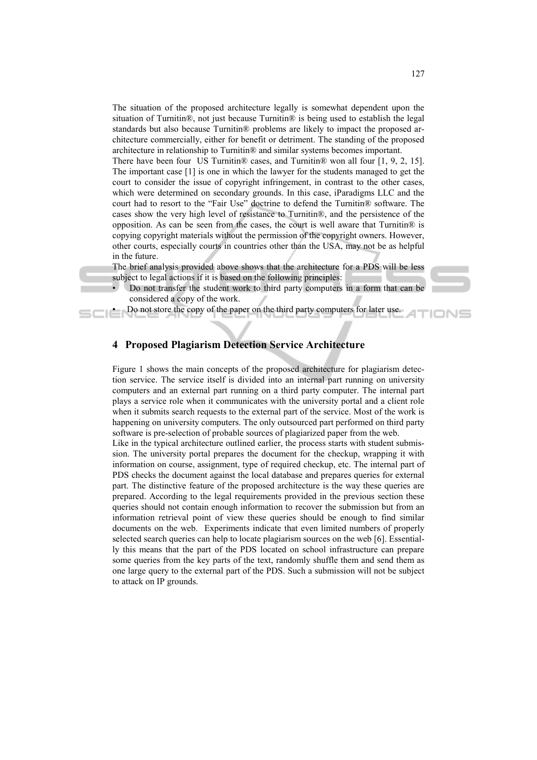The situation of the proposed architecture legally is somewhat dependent upon the situation of Turnitin®, not just because Turnitin® is being used to establish the legal standards but also because Turnitin® problems are likely to impact the proposed architecture commercially, either for benefit or detriment. The standing of the proposed architecture in relationship to Turnitin® and similar systems becomes important.

There have been four US Turnitin® cases, and Turnitin® won all four [1, 9, 2, 15]. The important case [1] is one in which the lawyer for the students managed to get the court to consider the issue of copyright infringement, in contrast to the other cases, which were determined on secondary grounds. In this case, iParadigms LLC and the court had to resort to the "Fair Use" doctrine to defend the Turnitin® software. The cases show the very high level of resistance to Turnitin®, and the persistence of the opposition. As can be seen from the cases, the court is well aware that Turnitin® is copying copyright materials without the permission of the copyright owners. However, other courts, especially courts in countries other than the USA, may not be as helpful in the future.

The brief analysis provided above shows that the architecture for a PDS will be less subject to legal actions if it is based on the following principles:

- Do not transfer the student work to third party computers in a form that can be considered a copy of the work.
- Do not store the copy of the paper on the third party computers for later use.

## 4 Proposed Plagiarism Detection Service Architecture

Figure 1 shows the main concepts of the proposed architecture for plagiarism detection service. The service itself is divided into an internal part running on university computers and an external part running on a third party computer. The internal part plays a service role when it communicates with the university portal and a client role when it submits search requests to the external part of the service. Most of the work is happening on university computers. The only outsourced part performed on third party software is pre-selection of probable sources of plagiarized paper from the web.

Like in the typical architecture outlined earlier, the process starts with student submission. The university portal prepares the document for the checkup, wrapping it with information on course, assignment, type of required checkup, etc. The internal part of PDS checks the document against the local database and prepares queries for external part. The distinctive feature of the proposed architecture is the way these queries are prepared. According to the legal requirements provided in the previous section these queries should not contain enough information to recover the submission but from an information retrieval point of view these queries should be enough to find similar documents on the web. Experiments indicate that even limited numbers of properly selected search queries can help to locate plagiarism sources on the web [6]. Essentially this means that the part of the PDS located on school infrastructure can prepare some queries from the key parts of the text, randomly shuffle them and send them as one large query to the external part of the PDS. Such a submission will not be subject to attack on IP grounds.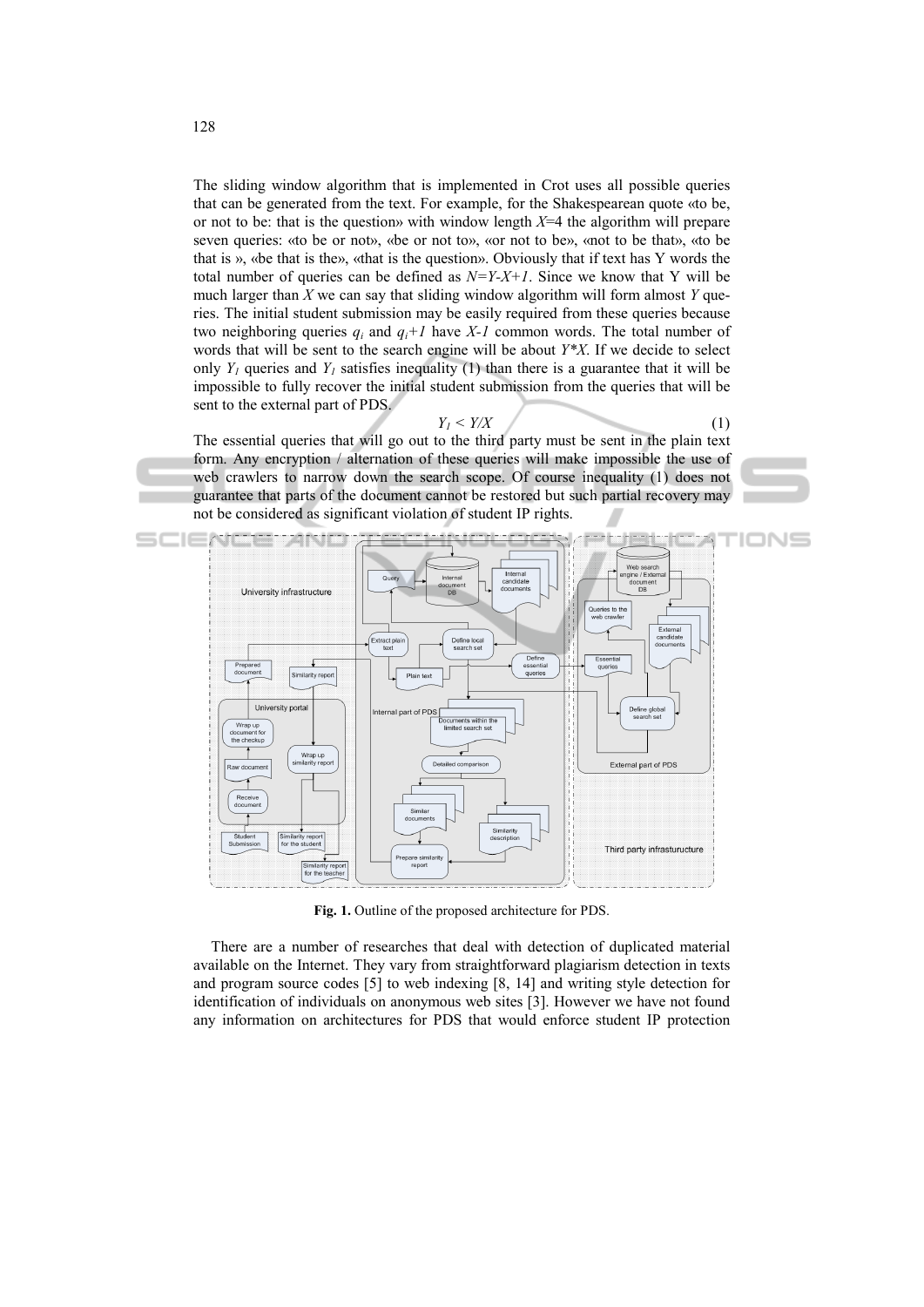The sliding window algorithm that is implemented in Crot uses all possible queries that can be generated from the text. For example, for the Shakespearean quote «to be, or not to be: that is the question» with window length $X$=4 the algorithm will prepare seven queries: «to be or not», «be or not to», «or not to be», «not to be that», «to be that is », «be that is the», «that is the question». Obviously that if text has Y words the total number of queries can be defined as $N=Y-X+1$. Since we know that Y will be much larger than $X$ we can say that sliding window algorithm will form almost $Y$ queries. The initial student submission may be easily required from these queries because two neighboring queries $q_i$ and $q_i+1$ have $X-1$ common words. The total number of words that will be sent to the search engine will be about $Y*X$. If we decide to select only $Y_1$ queries and $Y_1$ satisfies inequality (1) than there is a guarantee that it will be impossible to fully recover the initial student submission from the queries that will be sent to the external part of PDS.

$$Y_1 < Y/X \qquad (1)$$

The essential queries that will go out to the third party must be sent in the plain text form. Any encryption / alternation of these queries will make impossible the use of web crawlers to narrow down the search scope. Of course inequality (1) does not guarantee that parts of the document cannot be restored but such partial recovery may not be considered as significant violation of student IP rights.

**Fig. 1.** Outline of the proposed architecture for PDS.

There are a number of researches that deal with detection of duplicated material available on the Internet. They vary from straightforward plagiarism detection in texts and program source codes [5] to web indexing [8, 14] and writing style detection for identification of individuals on anonymous web sites [3]. However we have not found any information on architectures for PDS that would enforce student IP protection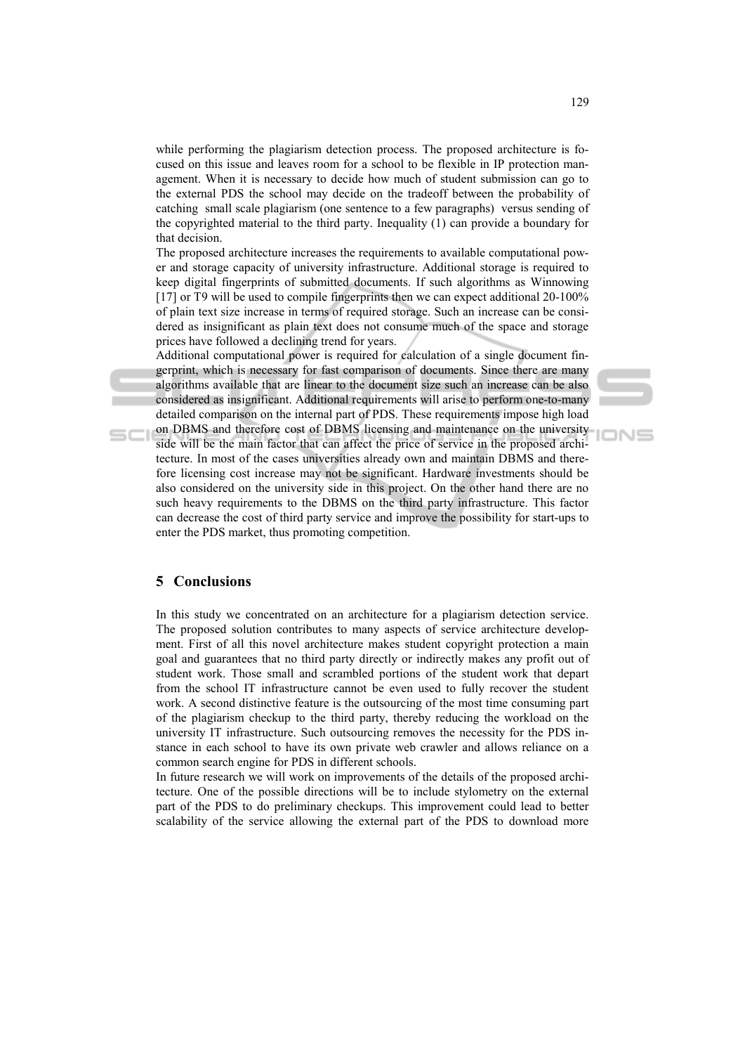while performing the plagiarism detection process. The proposed architecture is focused on this issue and leaves room for a school to be flexible in IP protection management. When it is necessary to decide how much of student submission can go to the external PDS the school may decide on the tradeoff between the probability of catching small scale plagiarism (one sentence to a few paragraphs) versus sending of the copyrighted material to the third party. Inequality (1) can provide a boundary for that decision.

The proposed architecture increases the requirements to available computational power and storage capacity of university infrastructure. Additional storage is required to keep digital fingerprints of submitted documents. If such algorithms as Winnowing [17] or T9 will be used to compile fingerprints then we can expect additional 20-100% of plain text size increase in terms of required storage. Such an increase can be considered as insignificant as plain text does not consume much of the space and storage prices have followed a declining trend for years.

Additional computational power is required for calculation of a single document fingerprint, which is necessary for fast comparison of documents. Since there are many algorithms available that are linear to the document size such an increase can be also considered as insignificant. Additional requirements will arise to perform one-to-many detailed comparison on the internal part of PDS. These requirements impose high load on DBMS and therefore cost of DBMS licensing and maintenance on the university side will be the main factor that can affect the price of service in the proposed architecture. In most of the cases universities already own and maintain DBMS and therefore licensing cost increase may not be significant. Hardware investments should be also considered on the university side in this project. On the other hand there are no such heavy requirements to the DBMS on the third party infrastructure. This factor can decrease the cost of third party service and improve the possibility for start-ups to enter the PDS market, thus promoting competition.

## 5 Conclusions

In this study we concentrated on an architecture for a plagiarism detection service. The proposed solution contributes to many aspects of service architecture development. First of all this novel architecture makes student copyright protection a main goal and guarantees that no third party directly or indirectly makes any profit out of student work. Those small and scrambled portions of the student work that depart from the school IT infrastructure cannot be even used to fully recover the student work. A second distinctive feature is the outsourcing of the most time consuming part of the plagiarism checkup to the third party, thereby reducing the workload on the university IT infrastructure. Such outsourcing removes the necessity for the PDS instance in each school to have its own private web crawler and allows reliance on a common search engine for PDS in different schools.

In future research we will work on improvements of the details of the proposed architecture. One of the possible directions will be to include stylometry on the external part of the PDS to do preliminary checkups. This improvement could lead to better scalability of the service allowing the external part of the PDS to download more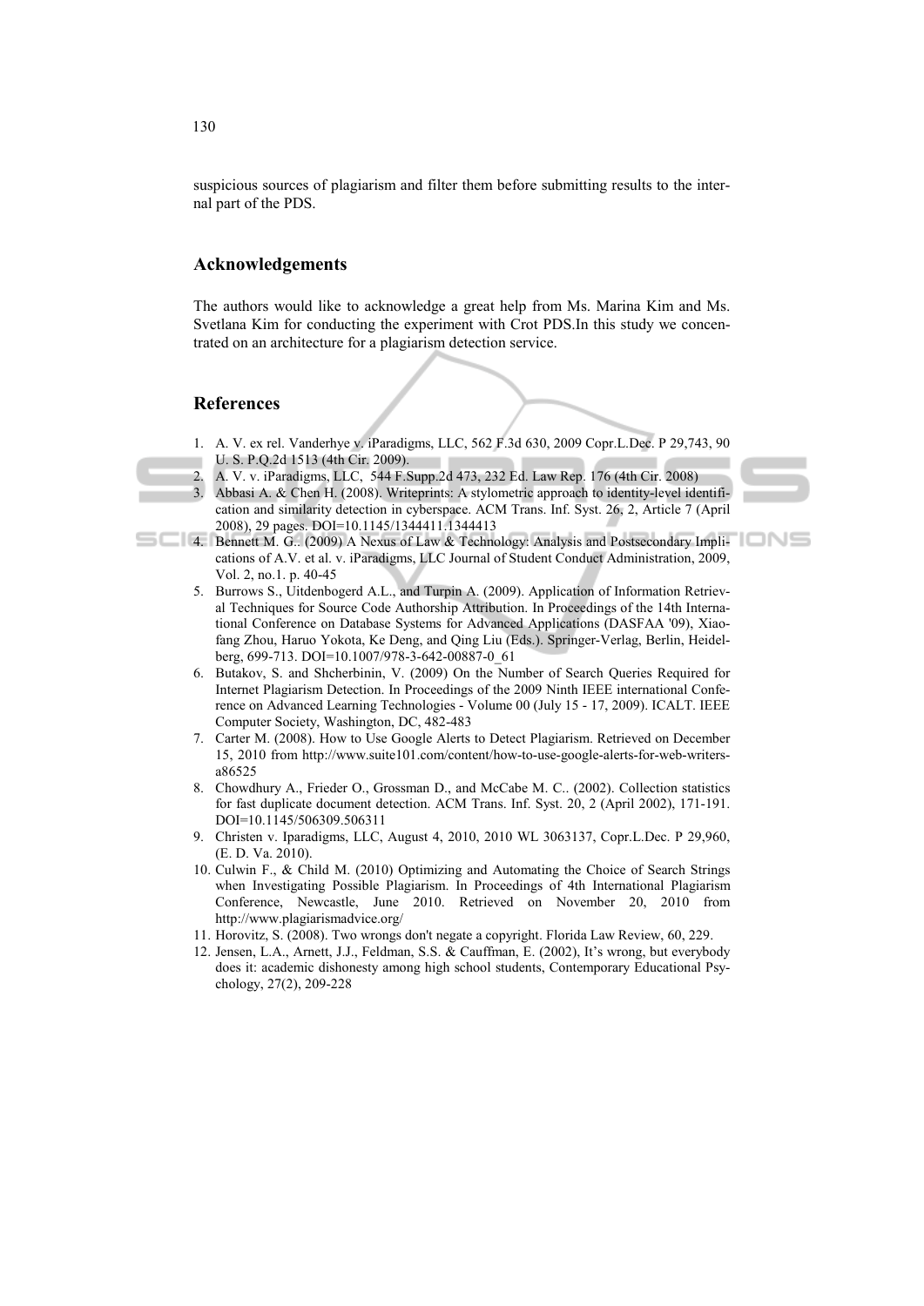suspicious sources of plagiarism and filter them before submitting results to the internal part of the PDS.

## Acknowledgements

The authors would like to acknowledge a great help from Ms. Marina Kim and Ms. Svetlana Kim for conducting the experiment with Crot PDS.In this study we concentrated on an architecture for a plagiarism detection service.

## References

1. A. V. ex rel. Vanderhye v. iParadigms, LLC, 562 F.3d 630, 2009 Copr.L.Dec. P 29,743, 90 U. S. P.Q.2d 1513 (4th Cir. 2009).
2. A. V. v. iParadigms, LLC, 544 F.Supp.2d 473, 232 Ed. Law Rep. 176 (4th Cir. 2008)
3. Abbasi A. & Chen H. (2008). Writeprints: A stylometric approach to identity-level identification and similarity detection in cyberspace. ACM Trans. Inf. Syst. 26, 2, Article 7 (April 2008), 29 pages. DOI=10.1145/1344411.1344413
4. Bennett M. G.. (2009) A Nexus of Law & Technology: Analysis and Postsecondary Implications of A.V. et al. v. iParadigms, LLC Journal of Student Conduct Administration, 2009, Vol. 2, no.1. p. 40-45
5. Burrows S., Uitdenbogerd A.L., and Turpin A. (2009). Application of Information Retrieval Techniques for Source Code Authorship Attribution. In Proceedings of the 14th International Conference on Database Systems for Advanced Applications (DASFAA '09), Xiaofang Zhou, Haruo Yokota, Ke Deng, and Qing Liu (Eds.). Springer-Verlag, Berlin, Heidelberg, 699-713. DOI=10.1007/978-3-642-00887-0_61
6. Butakov, S. and Shcherbinin, V. (2009) On the Number of Search Queries Required for Internet Plagiarism Detection. In Proceedings of the 2009 Ninth IEEE international Conference on Advanced Learning Technologies - Volume 00 (July 15 - 17, 2009). ICALT. IEEE Computer Society, Washington, DC, 482-483
7. Carter M. (2008). How to Use Google Alerts to Detect Plagiarism. Retrieved on December 15, 2010 from http://www.suite101.com/content/how-to-use-google-alerts-for-web-writers-a86525
8. Chowdhury A., Frieder O., Grossman D., and McCabe M. C.. (2002). Collection statistics for fast duplicate document detection. ACM Trans. Inf. Syst. 20, 2 (April 2002), 171-191. DOI=10.1145/506309.506311
9. Christen v. Iparadigms, LLC, August 4, 2010, 2010 WL 3063137, Copr.L.Dec. P 29,960, (E. D. Va. 2010).
10. Culwin F., & Child M. (2010) Optimizing and Automating the Choice of Search Strings when Investigating Possible Plagiarism. In Proceedings of 4th International Plagiarism Conference, Newcastle, June 2010. Retrieved on November 20, 2010 from http://www.plagiarismadvice.org/
11. Horovitz, S. (2008). Two wrongs don't negate a copyright. Florida Law Review, 60, 229.
12. Jensen, L.A., Arnett, J.J., Feldman, S.S. & Cauffman, E. (2002), It's wrong, but everybody does it: academic dishonesty among high school students, Contemporary Educational Psychology, 27(2), 209-228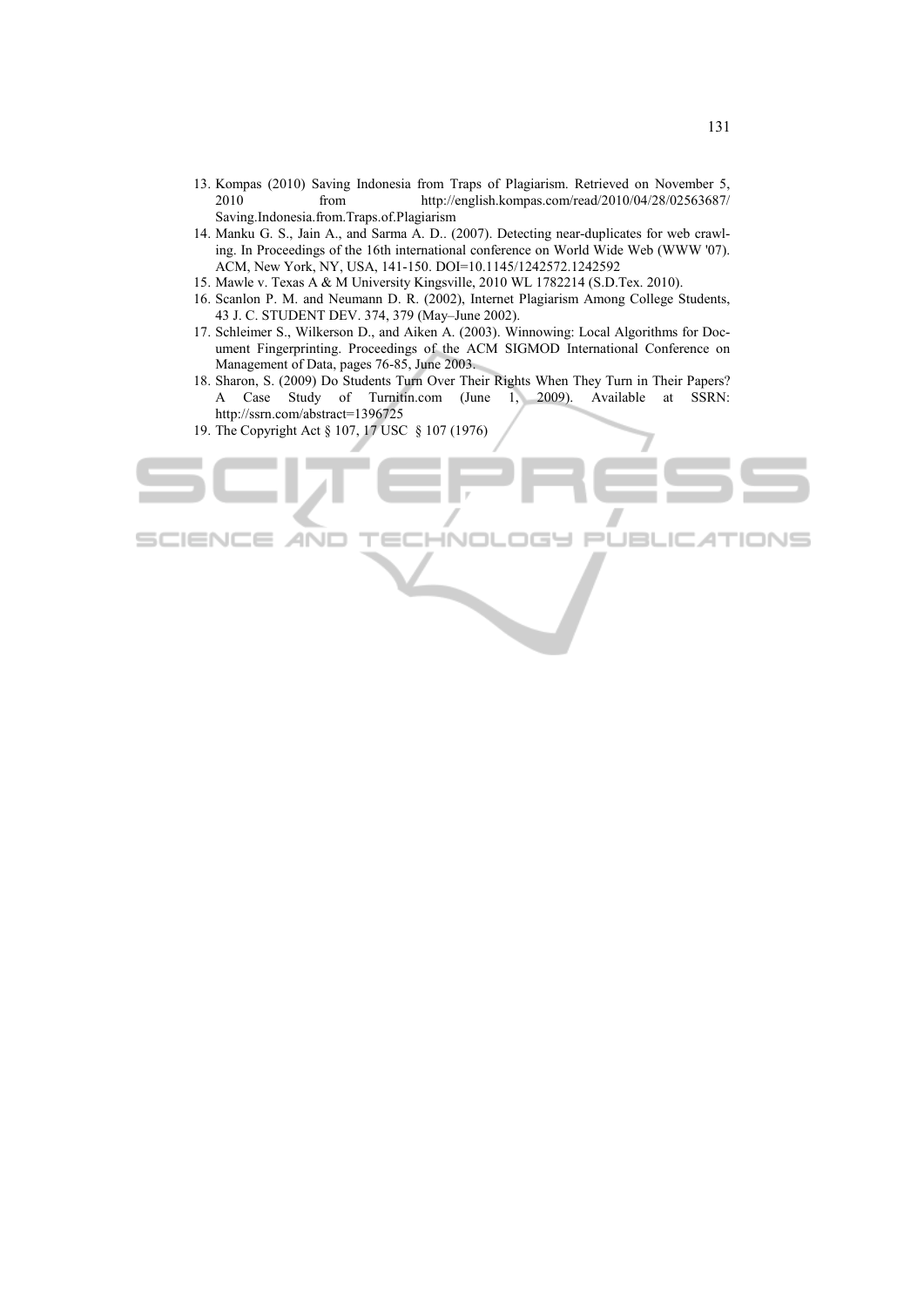13. Kompas (2010) Saving Indonesia from Traps of Plagiarism. Retrieved on November 5, 2010 from http://english.kompas.com/read/2010/04/28/02563687/ Saving.Indonesia.from.Traps.of.Plagiarism
14. Manku G. S., Jain A., and Sarma A. D.. (2007). Detecting near-duplicates for web crawling. In Proceedings of the 16th international conference on World Wide Web (WWW '07). ACM, New York, NY, USA, 141-150. DOI=10.1145/1242572.1242592
15. Mawle v. Texas A & M University Kingsville, 2010 WL 1782214 (S.D.Tex. 2010).
16. Scanlon P. M. and Neumann D. R. (2002), Internet Plagiarism Among College Students, 43 J. C. STUDENT DEV. 374, 379 (May–June 2002).
17. Schleimer S., Wilkerson D., and Aiken A. (2003). Winnowing: Local Algorithms for Document Fingerprinting. Proceedings of the ACM SIGMOD International Conference on Management of Data, pages 76-85, June 2003.
18. Sharon, S. (2009) Do Students Turn Over Their Rights When They Turn in Their Papers? A Case Study of Turnitin.com (June 1, 2009). Available at SSRN: http://ssrn.com/abstract=1396725
19. The Copyright Act § 107, 17 USC § 107 (1976)